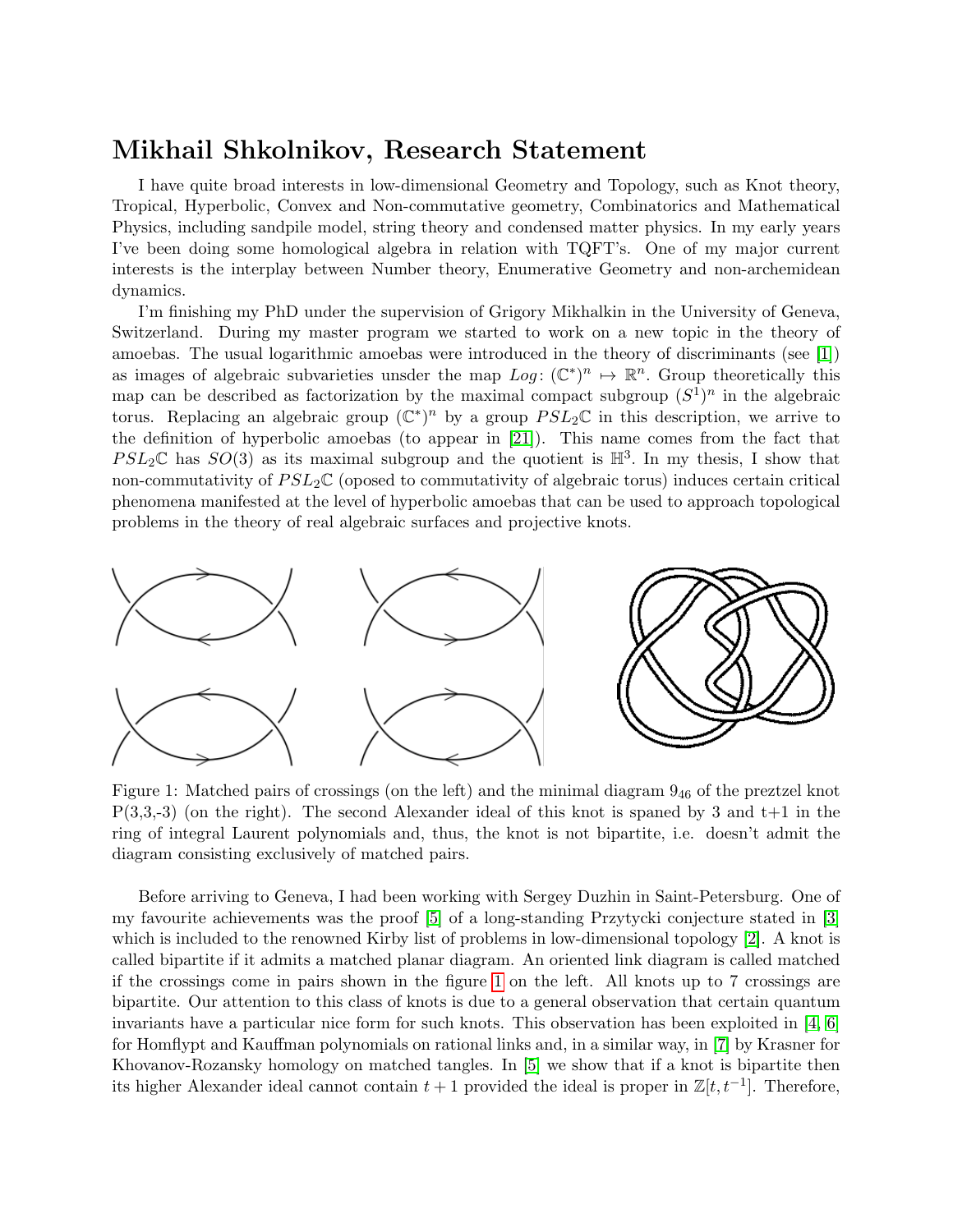# Mikhail Shkolnikov, Research Statement

I have quite broad interests in low-dimensional Geometry and Topology, such as Knot theory, Tropical, Hyperbolic, Convex and Non-commutative geometry, Combinatorics and Mathematical Physics, including sandpile model, string theory and condensed matter physics. In my early years I've been doing some homological algebra in relation with TQFT's. One of my major current interests is the interplay between Number theory, Enumerative Geometry and non-archemidean dynamics.

I'm finishing my PhD under the supervision of Grigory Mikhalkin in the University of Geneva, Switzerland. During my master program we started to work on a new topic in the theory of amoebas. The usual logarithmic amoebas were introduced in the theory of discriminants (see [1]) as images of algebraic subvarieties unsder the map $Log\colon (\mathbb{C}^*)^n \mapsto \mathbb{R}^n$. Group theoretically this map can be described as factorization by the maximal compact subgroup $(S^1)^n$ in the algebraic torus. Replacing an algebraic group $(\mathbb{C}^*)^n$ by a group $PSL_2\mathbb{C}$ in this description, we arrive to the definition of hyperbolic amoebas (to appear in [21]). This name comes from the fact that $PSL_2\mathbb{C}$ has $SO(3)$ as its maximal subgroup and the quotient is $\mathbb{H}^3$. In my thesis, I show that non-commutativity of $PSL_2\mathbb{C}$ (oposed to commutativity of algebraic torus) induces certain critical phenomena manifested at the level of hyperbolic amoebas that can be used to approach topological problems in the theory of real algebraic surfaces and projective knots.

Figure 1: Matched pairs of crossings (on the left) and the minimal diagram $9_{46}$ of the preztzel knot P(3,3,-3) (on the right). The second Alexander ideal of this knot is spaned by 3 and t+1 in the ring of integral Laurent polynomials and, thus, the knot is not bipartite, i.e. doesn't admit the diagram consisting exclusively of matched pairs.

Before arriving to Geneva, I had been working with Sergey Duzhin in Saint-Petersburg. One of my favourite achievements was the proof [5] of a long-standing Przytycki conjecture stated in [3] which is included to the renowned Kirby list of problems in low-dimensional topology [2]. A knot is called bipartite if it admits a matched planar diagram. An oriented link diagram is called matched if the crossings come in pairs shown in the figure 1 on the left. All knots up to 7 crossings are bipartite. Our attention to this class of knots is due to a general observation that certain quantum invariants have a particular nice form for such knots. This observation has been exploited in [4, 6] for Homflypt and Kauffman polynomials on rational links and, in a similar way, in [7] by Krasner for Khovanov-Rozansky homology on matched tangles. In [5] we show that if a knot is bipartite then its higher Alexander ideal cannot contain $t+1$ provided the ideal is proper in $\mathbb{Z}[t, t^{-1}]$. Therefore,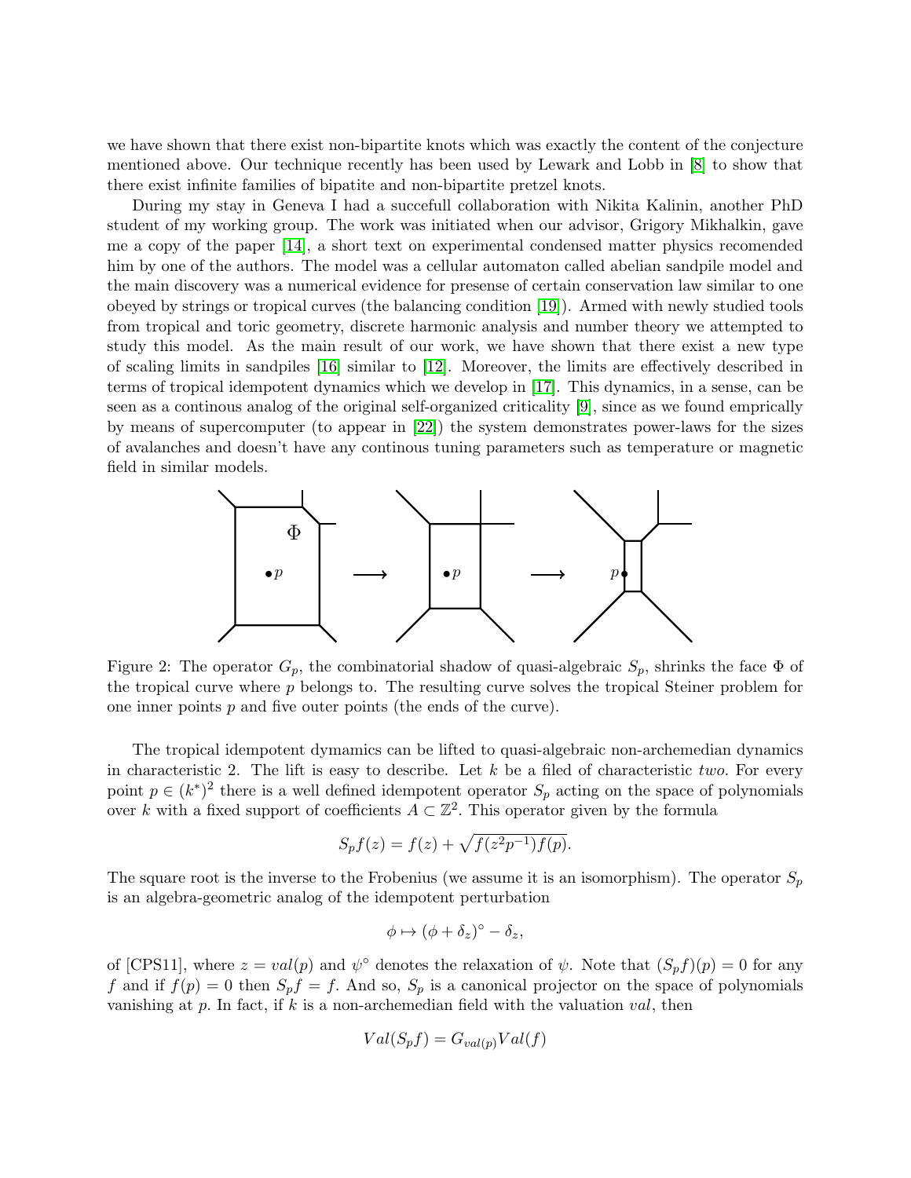we have shown that there exist non-bipartite knots which was exactly the content of the conjecture mentioned above. Our technique recently has been used by Lewark and Lobb in [8] to show that there exist infinite families of bipatite and non-bipartite pretzel knots.

During my stay in Geneva I had a succefull collaboration with Nikita Kalinin, another PhD student of my working group. The work was initiated when our advisor, Grigory Mikhalkin, gave me a copy of the paper [14], a short text on experimental condensed matter physics recomended him by one of the authors. The model was a cellular automaton called abelian sandpile model and the main discovery was a numerical evidence for presense of certain conservation law similar to one obeyed by strings or tropical curves (the balancing condition [19]). Armed with newly studied tools from tropical and toric geometry, discrete harmonic analysis and number theory we attempted to study this model. As the main result of our work, we have shown that there exist a new type of scaling limits in sandpiles [16] similar to [12]. Moreover, the limits are effectively described in terms of tropical idempotent dynamics which we develop in [17]. This dynamics, in a sense, can be seen as a continous analog of the original self-organized criticality [9], since as we found emprically by means of supercomputer (to appear in [22]) the system demonstrates power-laws for the sizes of avalanches and doesn't have any continous tuning parameters such as temperature or magnetic field in similar models.

Figure 2: The operator $G_p$, the combinatorial shadow of quasi-algebraic $S_p$, shrinks the face $\Phi$ of the tropical curve where $p$ belongs to. The resulting curve solves the tropical Steiner problem for one inner points $p$ and five outer points (the ends of the curve).

The tropical idempotent dymamics can be lifted to quasi-algebraic non-archemedian dynamics in characteristic 2. The lift is easy to describe. Let $k$ be a filed of characteristic *two*. For every point $p \in (k^*)^2$ there is a well defined idempotent operator $S_p$ acting on the space of polynomials over $k$ with a fixed support of coefficients $A \subset \mathbb{Z}^2$. This operator given by the formula

$$S_p f(z) = f(z) + \sqrt{f(z^2 p^{-1}) f(p)}.$$

The square root is the inverse to the Frobenius (we assume it is an isomorphism). The operator $S_p$ is an algebra-geometric analog of the idempotent perturbation

$$\phi \mapsto (\phi + \delta_z)^\circ - \delta_z,$$

of [CPS11], where $z = val(p)$ and $\psi^\circ$ denotes the relaxation of $\psi$. Note that $(S_p f)(p) = 0$ for any $f$ and if $f(p) = 0$ then $S_p f = f$. And so, $S_p$ is a canonical projector on the space of polynomials vanishing at $p$. In fact, if $k$ is a non-archemedian field with the valuation $val$, then

$$Val(S_p f) = G_{val(p)} Val(f)$$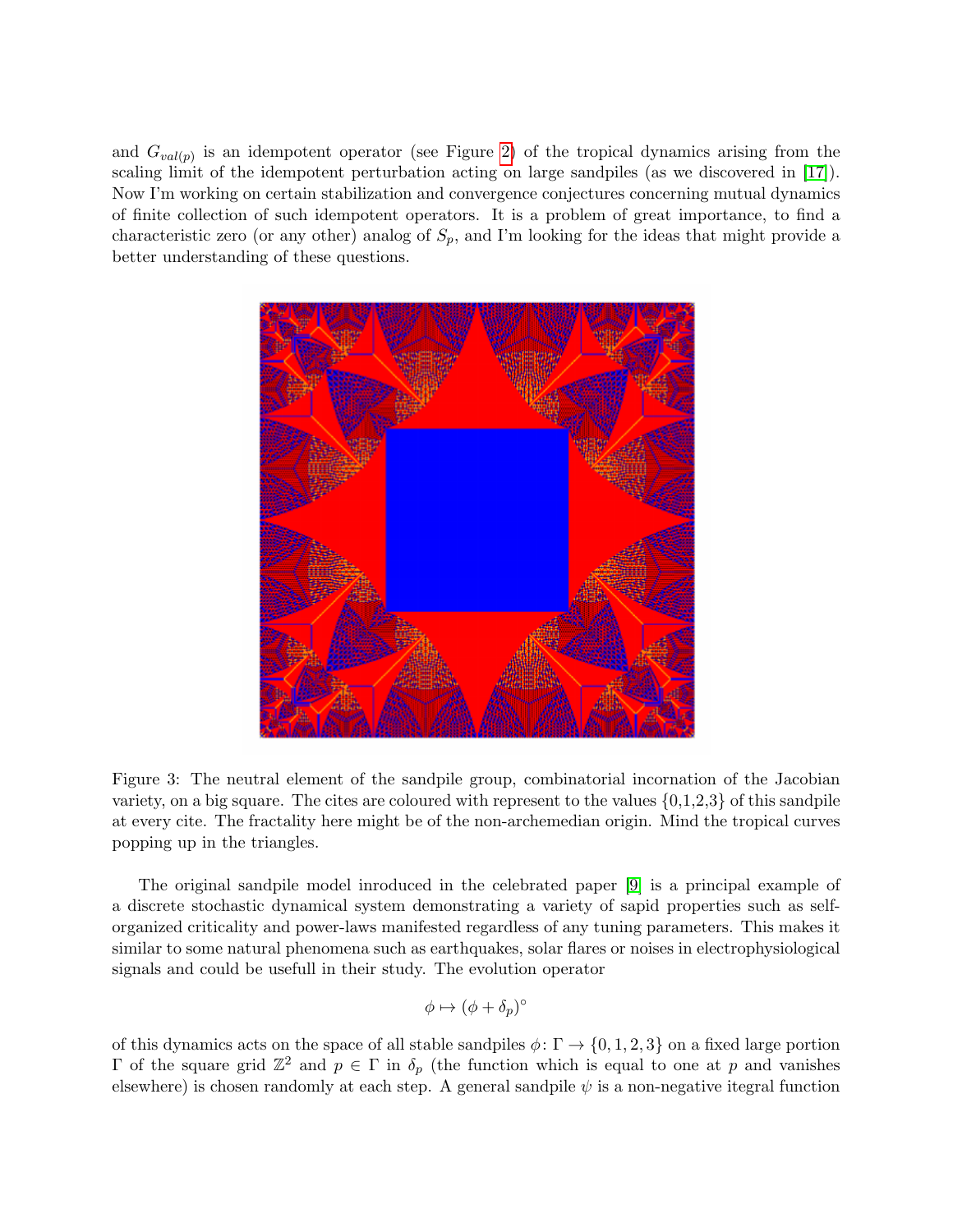and $G_{val(p)}$ is an idempotent operator (see Figure 2) of the tropical dynamics arising from the scaling limit of the idempotent perturbation acting on large sandpiles (as we discovered in [17]). Now I'm working on certain stabilization and convergence conjectures concerning mutual dynamics of finite collection of such idempotent operators. It is a problem of great importance, to find a characteristic zero (or any other) analog of $S_p$, and I'm looking for the ideas that might provide a better understanding of these questions.

Figure 3: The neutral element of the sandpile group, combinatorial incornation of the Jacobian variety, on a big square. The cites are coloured with represent to the values {0,1,2,3} of this sandpile at every cite. The fractality here might be of the non-archemedian origin. Mind the tropical curves popping up in the triangles.

The original sandpile model inroduced in the celebrated paper [9] is a principal example of a discrete stochastic dynamical system demonstrating a variety of sapid properties such as self-organized criticality and power-laws manifested regardless of any tuning parameters. This makes it similar to some natural phenomena such as earthquakes, solar flares or noises in electrophysiological signals and could be usefull in their study. The evolution operator

$$\phi \mapsto (\phi + \delta_p)^\circ$$

of this dynamics acts on the space of all stable sandpiles $\phi\colon \Gamma \to \{0, 1, 2, 3\}$ on a fixed large portion $\Gamma$ of the square grid $\mathbb{Z}^2$ and $p \in \Gamma$ in $\delta_p$ (the function which is equal to one at $p$ and vanishes elsewhere) is chosen randomly at each step. A general sandpile $\psi$ is a non-negative itegral function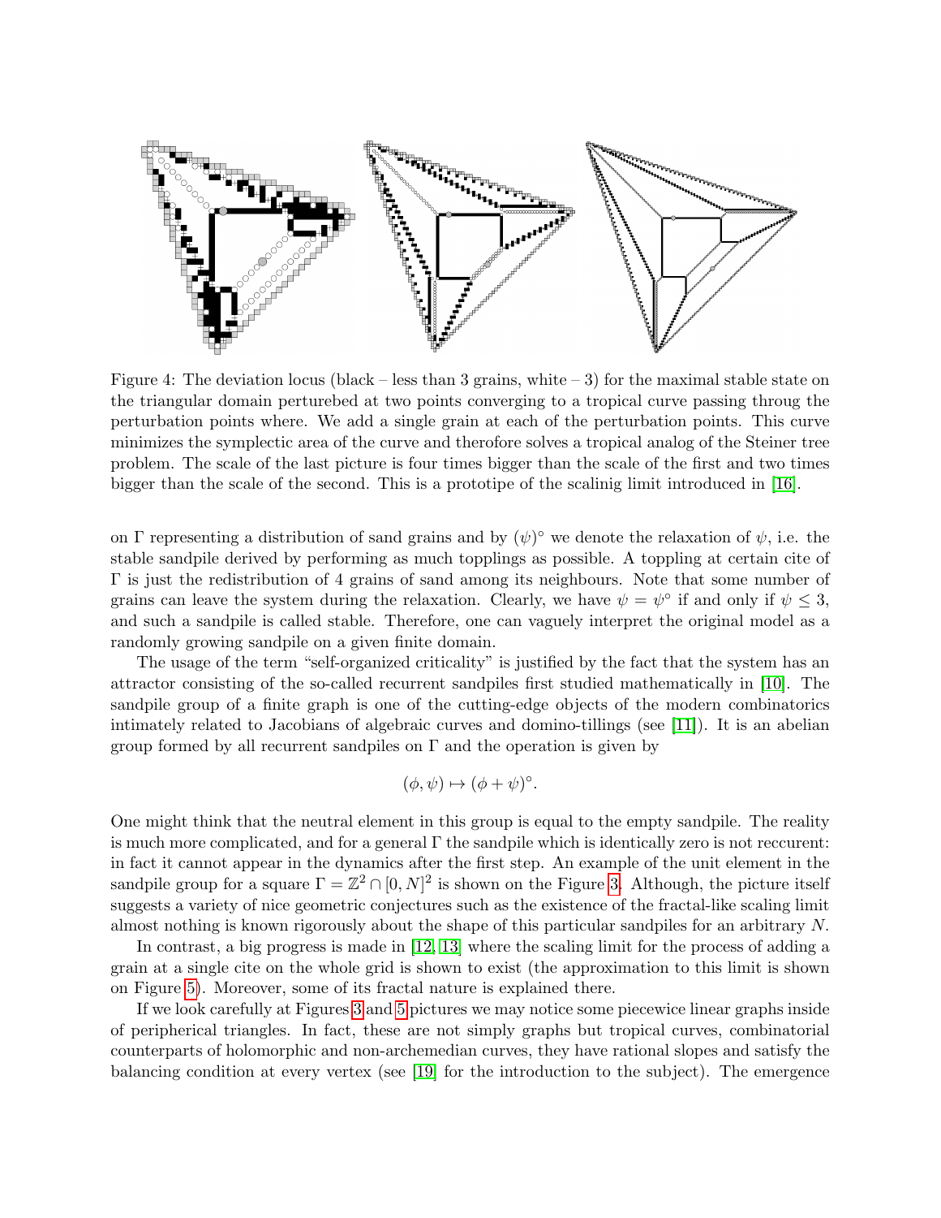Figure 4: The deviation locus (black – less than 3 grains, white – 3) for the maximal stable state on the triangular domain perturebed at two points converging to a tropical curve passing throug the perturbation points where. We add a single grain at each of the perturbation points. This curve minimizes the symplectic area of the curve and therofore solves a tropical analog of the Steiner tree problem. The scale of the last picture is four times bigger than the scale of the first and two times bigger than the scale of the second. This is a prototipe of the scalinig limit introduced in [16].

on $\Gamma$ representing a distribution of sand grains and by $(\psi)^\circ$ we denote the relaxation of $\psi$, i.e. the stable sandpile derived by performing as much topplings as possible. A toppling at certain cite of $\Gamma$ is just the redistribution of 4 grains of sand among its neighbours. Note that some number of grains can leave the system during the relaxation. Clearly, we have $\psi = \psi^\circ$ if and only if $\psi \leq 3$, and such a sandpile is called stable. Therefore, one can vaguely interpret the original model as a randomly growing sandpile on a given finite domain.

The usage of the term "self-organized criticality" is justified by the fact that the system has an attractor consisting of the so-called recurrent sandpiles first studied mathematically in [10]. The sandpile group of a finite graph is one of the cutting-edge objects of the modern combinatorics intimately related to Jacobians of algebraic curves and domino-tillings (see [11]). It is an abelian group formed by all recurrent sandpiles on $\Gamma$ and the operation is given by

$$(\phi, \psi) \mapsto (\phi + \psi)^\circ.$$

One might think that the neutral element in this group is equal to the empty sandpile. The reality is much more complicated, and for a general $\Gamma$ the sandpile which is identically zero is not reccurent: in fact it cannot appear in the dynamics after the first step. An example of the unit element in the sandpile group for a square $\Gamma = \mathbb{Z}^2 \cap [0, N]^2$ is shown on the Figure 3. Although, the picture itself suggests a variety of nice geometric conjectures such as the existence of the fractal-like scaling limit almost nothing is known rigorously about the shape of this particular sandpiles for an arbitrary $N$.

In contrast, a big progress is made in [12, 13] where the scaling limit for the process of adding a grain at a single cite on the whole grid is shown to exist (the approximation to this limit is shown on Figure 5). Moreover, some of its fractal nature is explained there.

If we look carefully at Figures 3 and 5 pictures we may notice some piecewice linear graphs inside of peripherical triangles. In fact, these are not simply graphs but tropical curves, combinatorial counterparts of holomorphic and non-archemedian curves, they have rational slopes and satisfy the balancing condition at every vertex (see [19] for the introduction to the subject). The emergence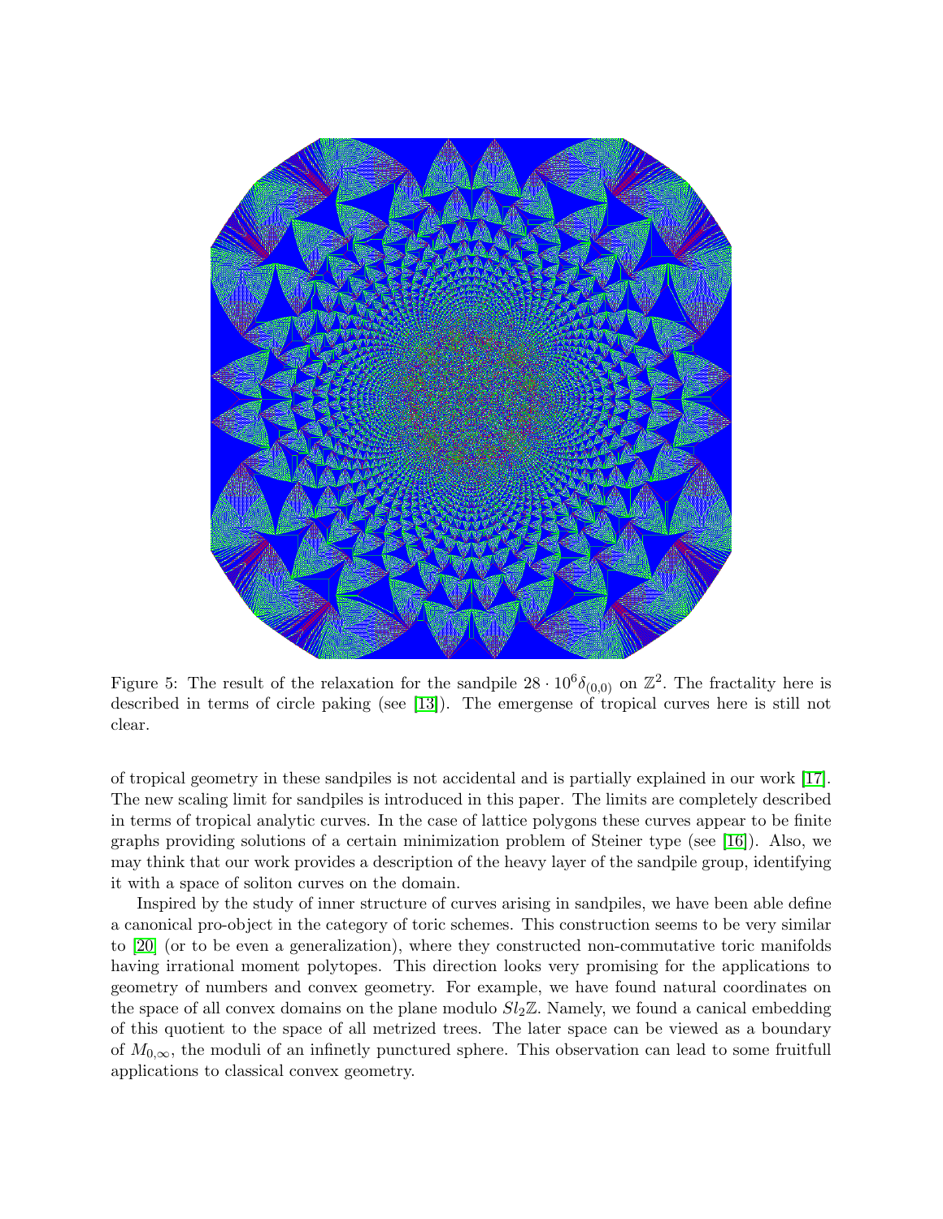Figure 5: The result of the relaxation for the sandpile $28 \cdot 10^6\delta_{(0,0)}$ on $\mathbb{Z}^2$. The fractality here is described in terms of circle paking (see [13]). The emergense of tropical curves here is still not clear.

of tropical geometry in these sandpiles is not accidental and is partially explained in our work [17]. The new scaling limit for sandpiles is introduced in this paper. The limits are completely described in terms of tropical analytic curves. In the case of lattice polygons these curves appear to be finite graphs providing solutions of a certain minimization problem of Steiner type (see [16]). Also, we may think that our work provides a description of the heavy layer of the sandpile group, identifying it with a space of soliton curves on the domain.

Inspired by the study of inner structure of curves arising in sandpiles, we have been able define a canonical pro-object in the category of toric schemes. This construction seems to be very similar to [20] (or to be even a generalization), where they constructed non-commutative toric manifolds having irrational moment polytopes. This direction looks very promising for the applications to geometry of numbers and convex geometry. For example, we have found natural coordinates on the space of all convex domains on the plane modulo $Sl_2\mathbb{Z}$. Namely, we found a canical embedding of this quotient to the space of all metrized trees. The later space can be viewed as a boundary of $M_{0,\infty}$, the moduli of an infinetly punctured sphere. This observation can lead to some fruitfull applications to classical convex geometry.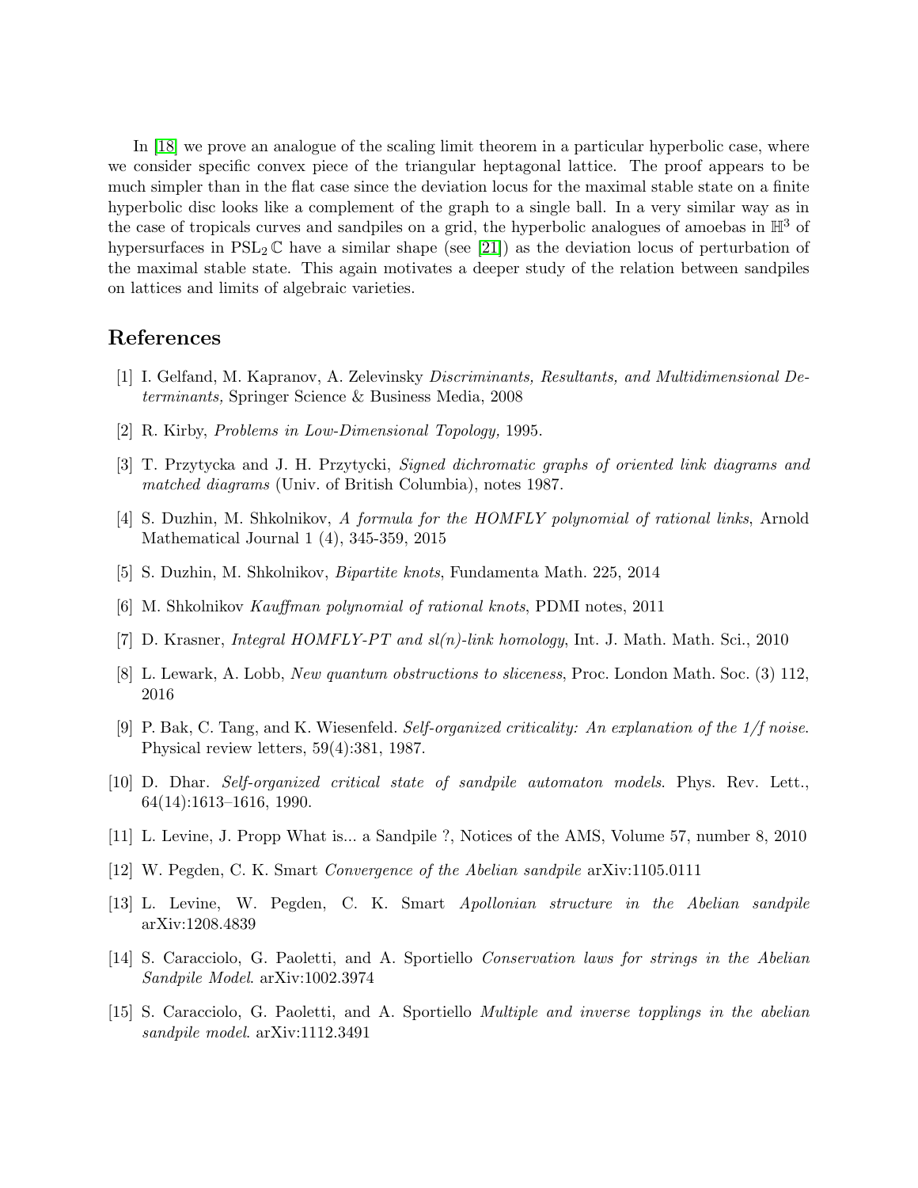In [18] we prove an analogue of the scaling limit theorem in a particular hyperbolic case, where we consider specific convex piece of the triangular heptagonal lattice. The proof appears to be much simpler than in the flat case since the deviation locus for the maximal stable state on a finite hyperbolic disc looks like a complement of the graph to a single ball. In a very similar way as in the case of tropicals curves and sandpiles on a grid, the hyperbolic analogues of amoebas in $\mathbb{H}^3$ of hypersurfaces in $\mathrm{PSL}_2\,\mathbb{C}$ have a similar shape (see [21]) as the deviation locus of perturbation of the maximal stable state. This again motivates a deeper study of the relation between sandpiles on lattices and limits of algebraic varieties.

## References

[1] I. Gelfand, M. Kapranov, A. Zelevinsky *Discriminants, Resultants, and Multidimensional Determinants,* Springer Science & Business Media, 2008

[2] R. Kirby, *Problems in Low-Dimensional Topology,* 1995.

[3] T. Przytycka and J. H. Przytycki, *Signed dichromatic graphs of oriented link diagrams and matched diagrams* (Univ. of British Columbia), notes 1987.

[4] S. Duzhin, M. Shkolnikov, *A formula for the HOMFLY polynomial of rational links*, Arnold Mathematical Journal 1 (4), 345-359, 2015

[5] S. Duzhin, M. Shkolnikov, *Bipartite knots*, Fundamenta Math. 225, 2014

[6] M. Shkolnikov *Kauffman polynomial of rational knots*, PDMI notes, 2011

[7] D. Krasner, *Integral HOMFLY-PT and sl(n)-link homology*, Int. J. Math. Math. Sci., 2010

[8] L. Lewark, A. Lobb, *New quantum obstructions to sliceness*, Proc. London Math. Soc. (3) 112, 2016

[9] P. Bak, C. Tang, and K. Wiesenfeld. *Self-organized criticality: An explanation of the 1/f noise.* Physical review letters, 59(4):381, 1987.

[10] D. Dhar. *Self-organized critical state of sandpile automaton models.* Phys. Rev. Lett., 64(14):1613–1616, 1990.

[11] L. Levine, J. Propp What is... a Sandpile ?, Notices of the AMS, Volume 57, number 8, 2010

[12] W. Pegden, C. K. Smart *Convergence of the Abelian sandpile* arXiv:1105.0111

[13] L. Levine, W. Pegden, C. K. Smart *Apollonian structure in the Abelian sandpile* arXiv:1208.4839

[14] S. Caracciolo, G. Paoletti, and A. Sportiello *Conservation laws for strings in the Abelian Sandpile Model.* arXiv:1002.3974

[15] S. Caracciolo, G. Paoletti, and A. Sportiello *Multiple and inverse topplings in the abelian sandpile model.* arXiv:1112.3491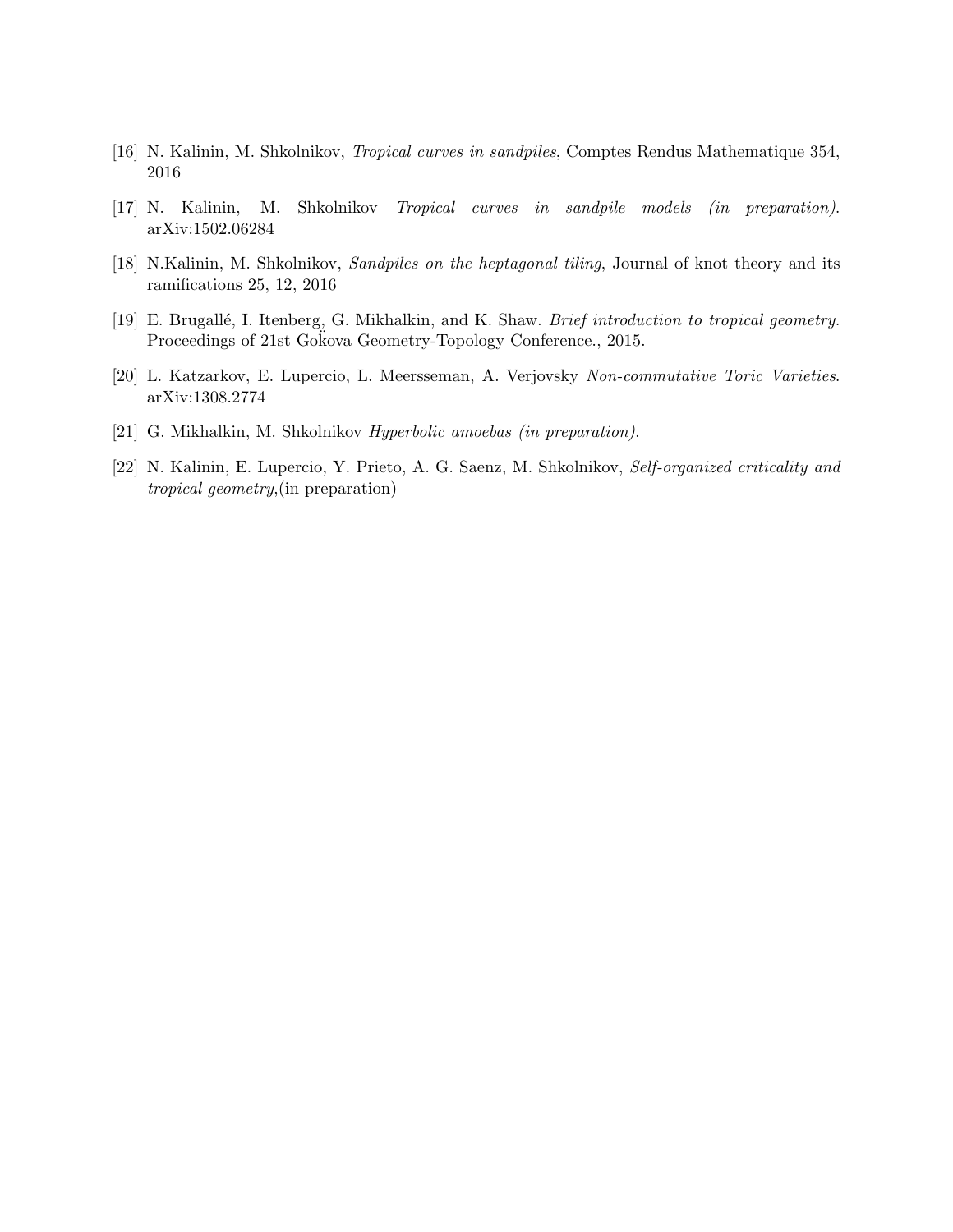[16] N. Kalinin, M. Shkolnikov, *Tropical curves in sandpiles*, Comptes Rendus Mathematique 354, 2016

[17] N. Kalinin, M. Shkolnikov *Tropical curves in sandpile models (in preparation)*. arXiv:1502.06284

[18] N.Kalinin, M. Shkolnikov, *Sandpiles on the heptagonal tiling*, Journal of knot theory and its ramifications 25, 12, 2016

[19] E. Brugallé, I. Itenberg, G. Mikhalkin, and K. Shaw. *Brief introduction to tropical geometry.* Proceedings of 21st Gökova Geometry-Topology Conference., 2015.

[20] L. Katzarkov, E. Lupercio, L. Meersseman, A. Verjovsky *Non-commutative Toric Varieties*. arXiv:1308.2774

[21] G. Mikhalkin, M. Shkolnikov *Hyperbolic amoebas (in preparation)*.

[22] N. Kalinin, E. Lupercio, Y. Prieto, A. G. Saenz, M. Shkolnikov, *Self-organized criticality and tropical geometry*,(in preparation)